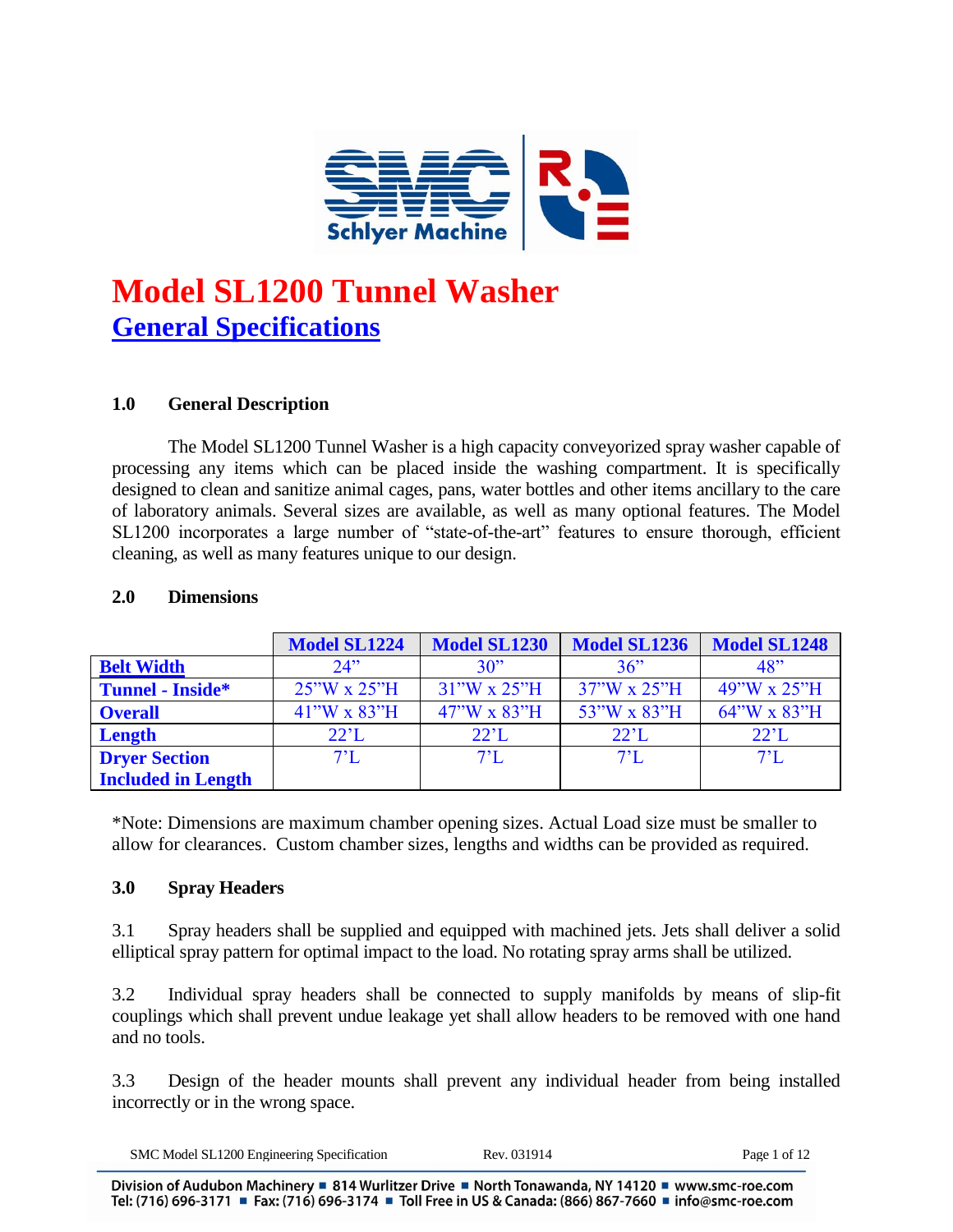# Model SL1200 Tunnel Washer

## General Specifications

### 1.0 General Description

The Model SL1200 Tunnel Washer is a high capacity conveyorized spray washer capable of processing any items which can be placed inside the washing compartment. It is specifically designed to clean and sanitize animal cages, pans, water bottles and other items ancillary to the care of laboratory animals. Several sizes are available, as well as many optional features. The Model SL1200 incorporates a large number of "state-of-the-art" features to ensure thorough, efficient cleaning, as well as many features unique to our design.

### 2.0 Dimensions

| | Model SL1224 | Model SL1230 | Model SL1236 | Model SL1248 |
|---|---|---|---|---|
| **Belt Width** | 24" | 30" | 36" | 48" |
| **Tunnel - Inside*** | 25"W x 25"H | 31"W x 25"H | 37"W x 25"H | 49"W x 25"H |
| **Overall** | 41"W x 83"H | 47"W x 83"H | 53"W x 83"H | 64"W x 83"H |
| **Length** | 22'L | 22'L | 22'L | 22'L |
| **Dryer Section Included in Length** | 7'L | 7'L | 7'L | 7'L |

*Note: Dimensions are maximum chamber opening sizes. Actual Load size must be smaller to allow for clearances. Custom chamber sizes, lengths and widths can be provided as required.

### 3.0 Spray Headers

3.1 Spray headers shall be supplied and equipped with machined jets. Jets shall deliver a solid elliptical spray pattern for optimal impact to the load. No rotating spray arms shall be utilized.

3.2 Individual spray headers shall be connected to supply manifolds by means of slip-fit couplings which shall prevent undue leakage yet shall allow headers to be removed with one hand and no tools.

3.3 Design of the header mounts shall prevent any individual header from being installed incorrectly or in the wrong space.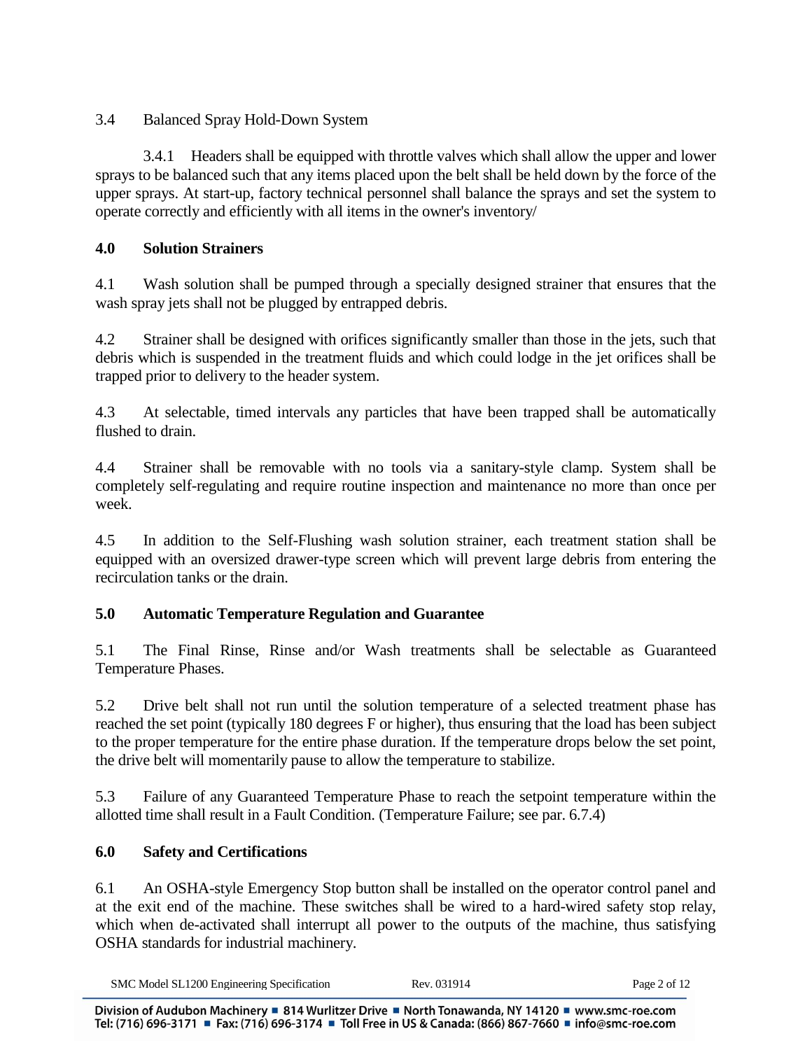### 3.4 Balanced Spray Hold-Down System

3.4.1 Headers shall be equipped with throttle valves which shall allow the upper and lower sprays to be balanced such that any items placed upon the belt shall be held down by the force of the upper sprays. At start-up, factory technical personnel shall balance the sprays and set the system to operate correctly and efficiently with all items in the owner's inventory/

## 4.0 Solution Strainers

4.1 Wash solution shall be pumped through a specially designed strainer that ensures that the wash spray jets shall not be plugged by entrapped debris.

4.2 Strainer shall be designed with orifices significantly smaller than those in the jets, such that debris which is suspended in the treatment fluids and which could lodge in the jet orifices shall be trapped prior to delivery to the header system.

4.3 At selectable, timed intervals any particles that have been trapped shall be automatically flushed to drain.

4.4 Strainer shall be removable with no tools via a sanitary-style clamp. System shall be completely self-regulating and require routine inspection and maintenance no more than once per week.

4.5 In addition to the Self-Flushing wash solution strainer, each treatment station shall be equipped with an oversized drawer-type screen which will prevent large debris from entering the recirculation tanks or the drain.

## 5.0 Automatic Temperature Regulation and Guarantee

5.1 The Final Rinse, Rinse and/or Wash treatments shall be selectable as Guaranteed Temperature Phases.

5.2 Drive belt shall not run until the solution temperature of a selected treatment phase has reached the set point (typically 180 degrees F or higher), thus ensuring that the load has been subject to the proper temperature for the entire phase duration. If the temperature drops below the set point, the drive belt will momentarily pause to allow the temperature to stabilize.

5.3 Failure of any Guaranteed Temperature Phase to reach the setpoint temperature within the allotted time shall result in a Fault Condition. (Temperature Failure; see par. 6.7.4)

## 6.0 Safety and Certifications

6.1 An OSHA-style Emergency Stop button shall be installed on the operator control panel and at the exit end of the machine. These switches shall be wired to a hard-wired safety stop relay, which when de-activated shall interrupt all power to the outputs of the machine, thus satisfying OSHA standards for industrial machinery.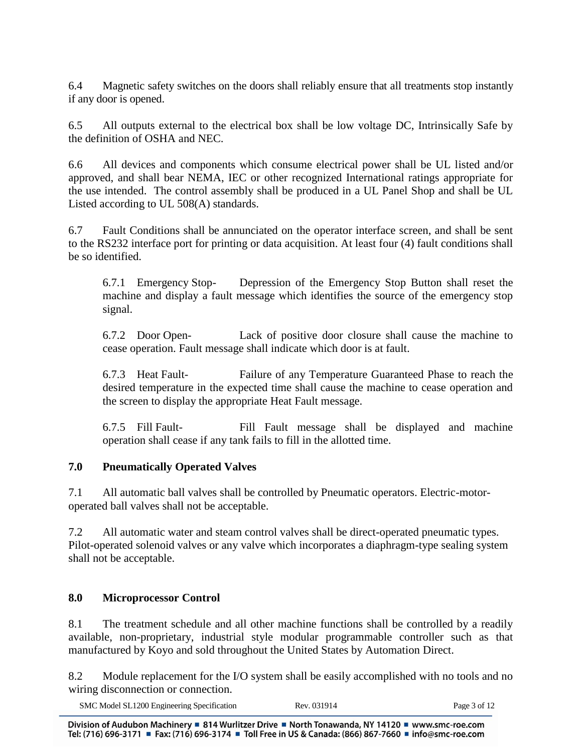6.4 Magnetic safety switches on the doors shall reliably ensure that all treatments stop instantly if any door is opened.

6.5 All outputs external to the electrical box shall be low voltage DC, Intrinsically Safe by the definition of OSHA and NEC.

6.6 All devices and components which consume electrical power shall be UL listed and/or approved, and shall bear NEMA, IEC or other recognized International ratings appropriate for the use intended. The control assembly shall be produced in a UL Panel Shop and shall be UL Listed according to UL 508(A) standards.

6.7 Fault Conditions shall be annunciated on the operator interface screen, and shall be sent to the RS232 interface port for printing or data acquisition. At least four (4) fault conditions shall be so identified.

> 6.7.1 Emergency Stop- Depression of the Emergency Stop Button shall reset the machine and display a fault message which identifies the source of the emergency stop signal.
>
> 6.7.2 Door Open- Lack of positive door closure shall cause the machine to cease operation. Fault message shall indicate which door is at fault.
>
> 6.7.3 Heat Fault- Failure of any Temperature Guaranteed Phase to reach the desired temperature in the expected time shall cause the machine to cease operation and the screen to display the appropriate Heat Fault message.
>
> 6.7.5 Fill Fault- Fill Fault message shall be displayed and machine operation shall cease if any tank fails to fill in the allotted time.

## 7.0 Pneumatically Operated Valves

7.1 All automatic ball valves shall be controlled by Pneumatic operators. Electric-motor-operated ball valves shall not be acceptable.

7.2 All automatic water and steam control valves shall be direct-operated pneumatic types. Pilot-operated solenoid valves or any valve which incorporates a diaphragm-type sealing system shall not be acceptable.

## 8.0 Microprocessor Control

8.1 The treatment schedule and all other machine functions shall be controlled by a readily available, non-proprietary, industrial style modular programmable controller such as that manufactured by Koyo and sold throughout the United States by Automation Direct.

8.2 Module replacement for the I/O system shall be easily accomplished with no tools and no wiring disconnection or connection.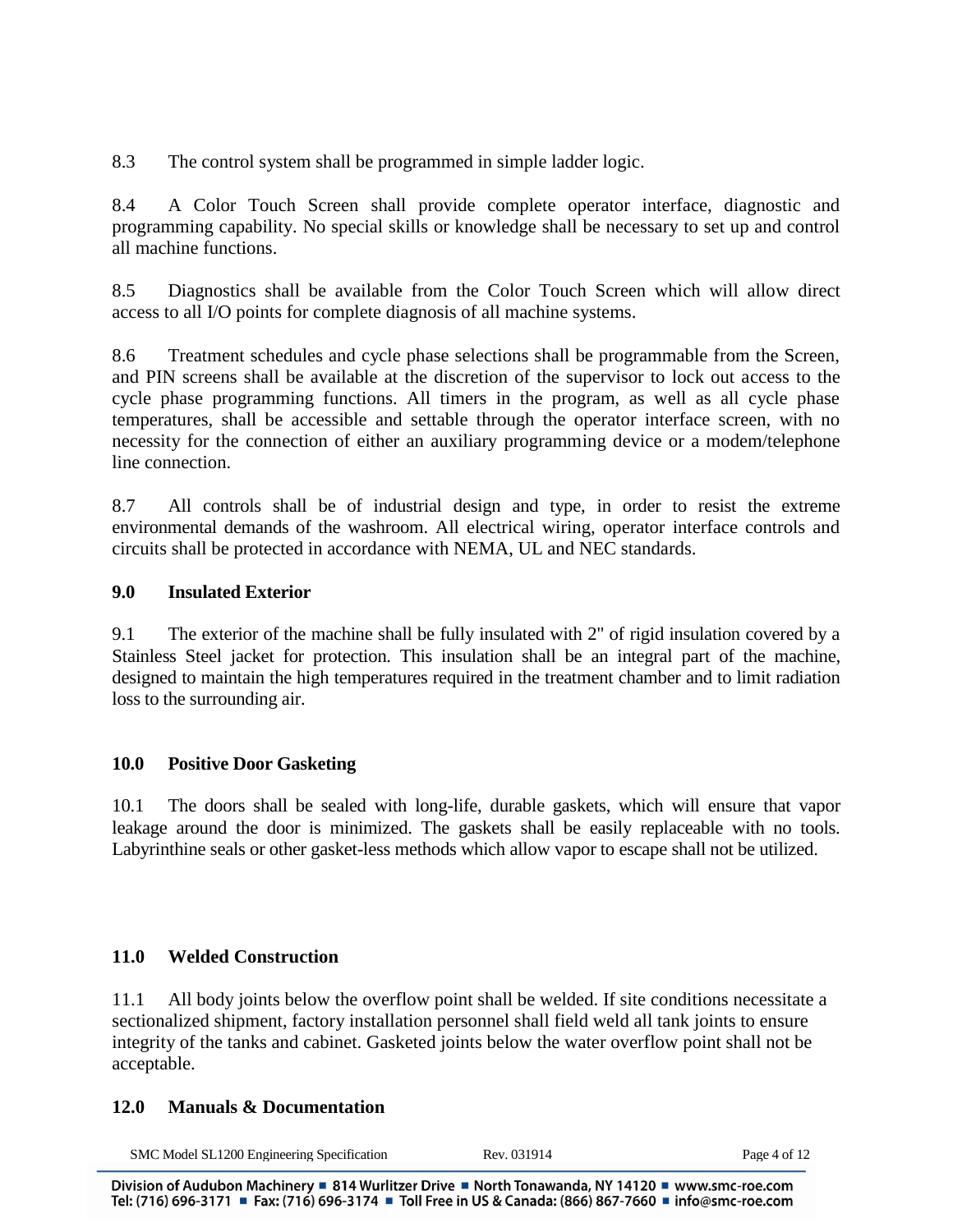8.3 The control system shall be programmed in simple ladder logic.

8.4 A Color Touch Screen shall provide complete operator interface, diagnostic and programming capability. No special skills or knowledge shall be necessary to set up and control all machine functions.

8.5 Diagnostics shall be available from the Color Touch Screen which will allow direct access to all I/O points for complete diagnosis of all machine systems.

8.6 Treatment schedules and cycle phase selections shall be programmable from the Screen, and PIN screens shall be available at the discretion of the supervisor to lock out access to the cycle phase programming functions. All timers in the program, as well as all cycle phase temperatures, shall be accessible and settable through the operator interface screen, with no necessity for the connection of either an auxiliary programming device or a modem/telephone line connection.

8.7 All controls shall be of industrial design and type, in order to resist the extreme environmental demands of the washroom. All electrical wiring, operator interface controls and circuits shall be protected in accordance with NEMA, UL and NEC standards.

## 9.0 Insulated Exterior

9.1 The exterior of the machine shall be fully insulated with 2" of rigid insulation covered by a Stainless Steel jacket for protection. This insulation shall be an integral part of the machine, designed to maintain the high temperatures required in the treatment chamber and to limit radiation loss to the surrounding air.

## 10.0 Positive Door Gasketing

10.1 The doors shall be sealed with long-life, durable gaskets, which will ensure that vapor leakage around the door is minimized. The gaskets shall be easily replaceable with no tools. Labyrinthine seals or other gasket-less methods which allow vapor to escape shall not be utilized.

## 11.0 Welded Construction

11.1 All body joints below the overflow point shall be welded. If site conditions necessitate a sectionalized shipment, factory installation personnel shall field weld all tank joints to ensure integrity of the tanks and cabinet. Gasketed joints below the water overflow point shall not be acceptable.

## 12.0 Manuals & Documentation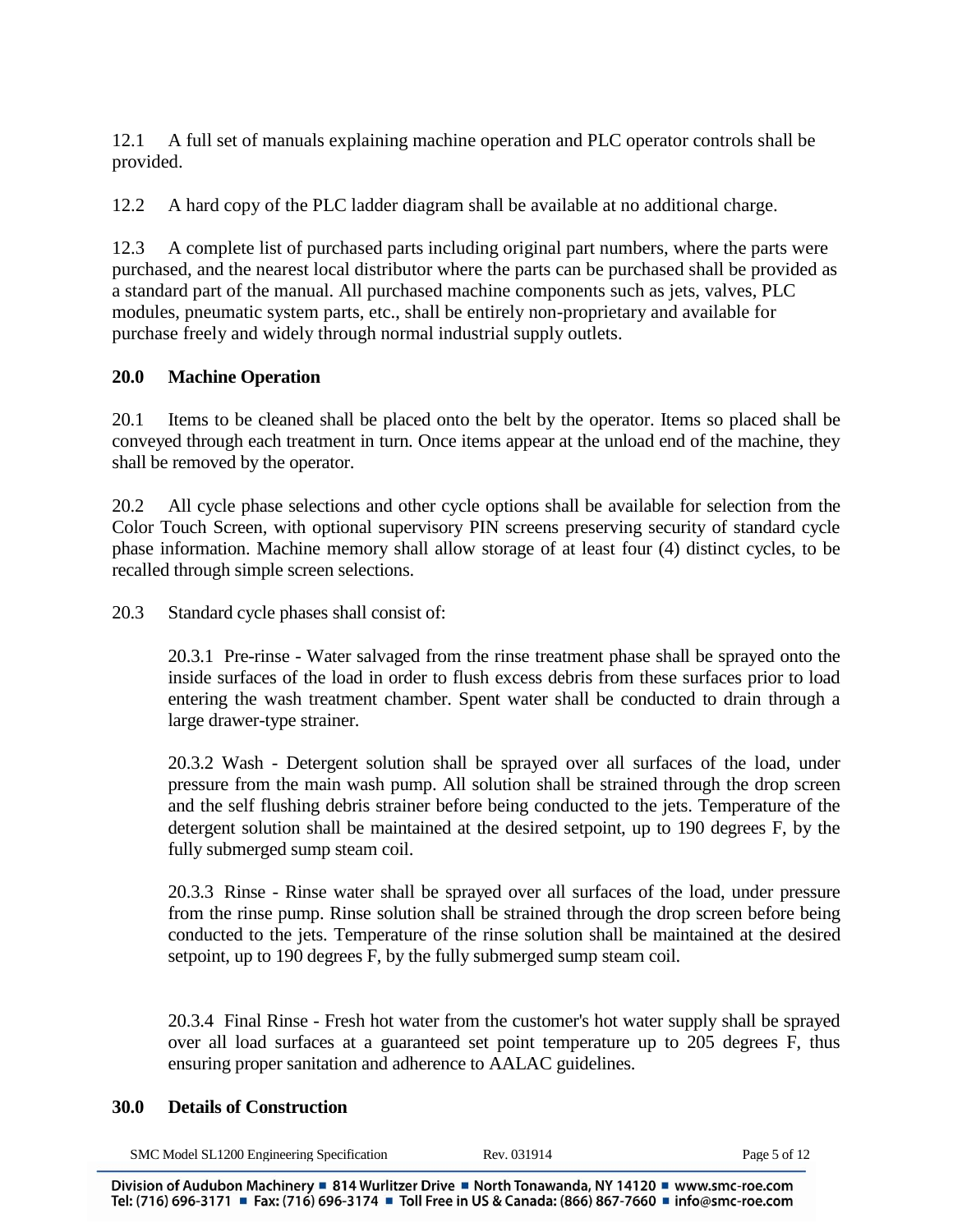12.1 A full set of manuals explaining machine operation and PLC operator controls shall be provided.

12.2 A hard copy of the PLC ladder diagram shall be available at no additional charge.

12.3 A complete list of purchased parts including original part numbers, where the parts were purchased, and the nearest local distributor where the parts can be purchased shall be provided as a standard part of the manual. All purchased machine components such as jets, valves, PLC modules, pneumatic system parts, etc., shall be entirely non-proprietary and available for purchase freely and widely through normal industrial supply outlets.

## 20.0 Machine Operation

20.1 Items to be cleaned shall be placed onto the belt by the operator. Items so placed shall be conveyed through each treatment in turn. Once items appear at the unload end of the machine, they shall be removed by the operator.

20.2 All cycle phase selections and other cycle options shall be available for selection from the Color Touch Screen, with optional supervisory PIN screens preserving security of standard cycle phase information. Machine memory shall allow storage of at least four (4) distinct cycles, to be recalled through simple screen selections.

20.3 Standard cycle phases shall consist of:

20.3.1 Pre-rinse - Water salvaged from the rinse treatment phase shall be sprayed onto the inside surfaces of the load in order to flush excess debris from these surfaces prior to load entering the wash treatment chamber. Spent water shall be conducted to drain through a large drawer-type strainer.

20.3.2 Wash - Detergent solution shall be sprayed over all surfaces of the load, under pressure from the main wash pump. All solution shall be strained through the drop screen and the self flushing debris strainer before being conducted to the jets. Temperature of the detergent solution shall be maintained at the desired setpoint, up to 190 degrees F, by the fully submerged sump steam coil.

20.3.3 Rinse - Rinse water shall be sprayed over all surfaces of the load, under pressure from the rinse pump. Rinse solution shall be strained through the drop screen before being conducted to the jets. Temperature of the rinse solution shall be maintained at the desired setpoint, up to 190 degrees F, by the fully submerged sump steam coil.

20.3.4 Final Rinse - Fresh hot water from the customer's hot water supply shall be sprayed over all load surfaces at a guaranteed set point temperature up to 205 degrees F, thus ensuring proper sanitation and adherence to AALAC guidelines.

## 30.0 Details of Construction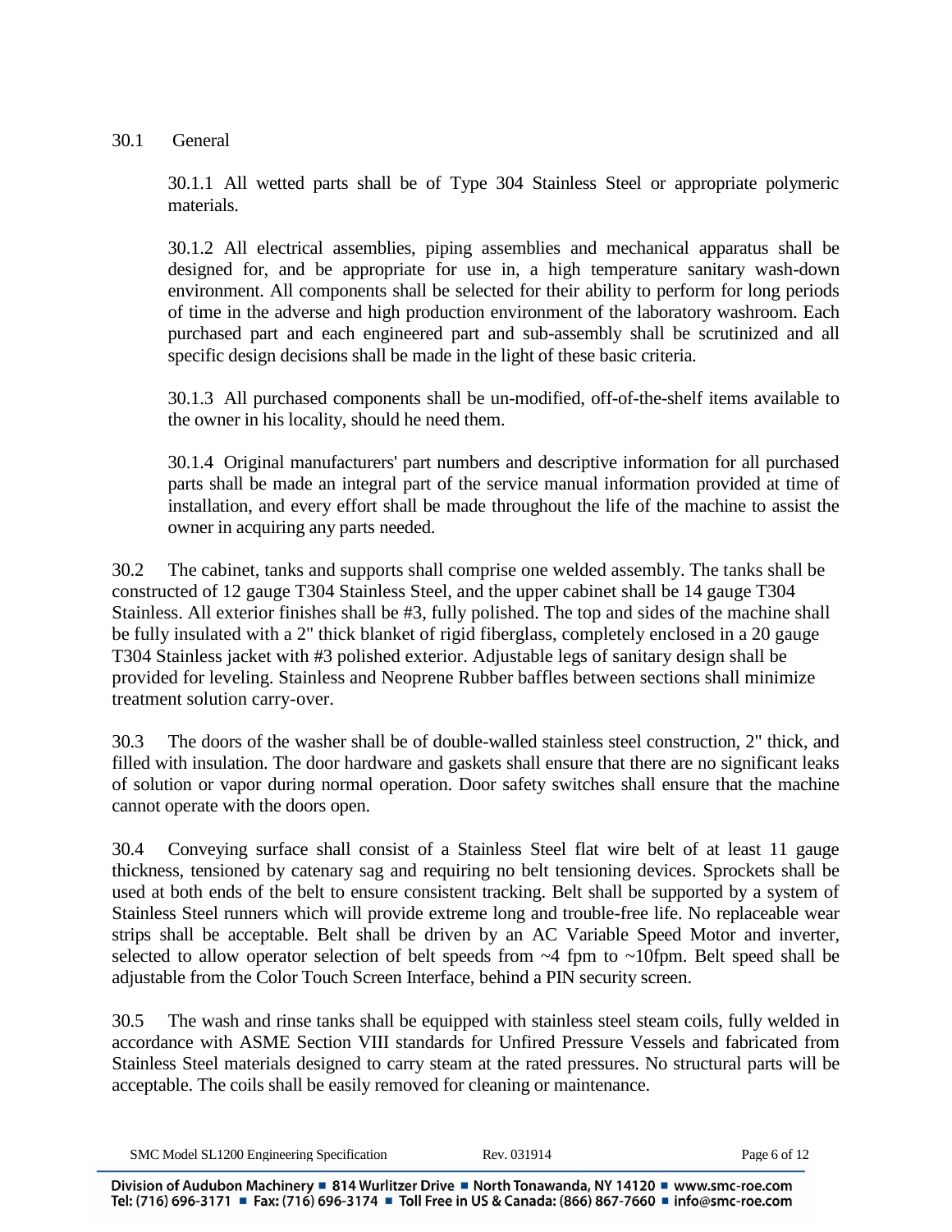30.1 General

30.1.1 All wetted parts shall be of Type 304 Stainless Steel or appropriate polymeric materials.

30.1.2 All electrical assemblies, piping assemblies and mechanical apparatus shall be designed for, and be appropriate for use in, a high temperature sanitary wash-down environment. All components shall be selected for their ability to perform for long periods of time in the adverse and high production environment of the laboratory washroom. Each purchased part and each engineered part and sub-assembly shall be scrutinized and all specific design decisions shall be made in the light of these basic criteria.

30.1.3 All purchased components shall be un-modified, off-of-the-shelf items available to the owner in his locality, should he need them.

30.1.4 Original manufacturers' part numbers and descriptive information for all purchased parts shall be made an integral part of the service manual information provided at time of installation, and every effort shall be made throughout the life of the machine to assist the owner in acquiring any parts needed.

30.2 The cabinet, tanks and supports shall comprise one welded assembly. The tanks shall be constructed of 12 gauge T304 Stainless Steel, and the upper cabinet shall be 14 gauge T304 Stainless. All exterior finishes shall be #3, fully polished. The top and sides of the machine shall be fully insulated with a 2" thick blanket of rigid fiberglass, completely enclosed in a 20 gauge T304 Stainless jacket with #3 polished exterior. Adjustable legs of sanitary design shall be provided for leveling. Stainless and Neoprene Rubber baffles between sections shall minimize treatment solution carry-over.

30.3 The doors of the washer shall be of double-walled stainless steel construction, 2" thick, and filled with insulation. The door hardware and gaskets shall ensure that there are no significant leaks of solution or vapor during normal operation. Door safety switches shall ensure that the machine cannot operate with the doors open.

30.4 Conveying surface shall consist of a Stainless Steel flat wire belt of at least 11 gauge thickness, tensioned by catenary sag and requiring no belt tensioning devices. Sprockets shall be used at both ends of the belt to ensure consistent tracking. Belt shall be supported by a system of Stainless Steel runners which will provide extreme long and trouble-free life. No replaceable wear strips shall be acceptable. Belt shall be driven by an AC Variable Speed Motor and inverter, selected to allow operator selection of belt speeds from ~4 fpm to ~10fpm. Belt speed shall be adjustable from the Color Touch Screen Interface, behind a PIN security screen.

30.5 The wash and rinse tanks shall be equipped with stainless steel steam coils, fully welded in accordance with ASME Section VIII standards for Unfired Pressure Vessels and fabricated from Stainless Steel materials designed to carry steam at the rated pressures. No structural parts will be acceptable. The coils shall be easily removed for cleaning or maintenance.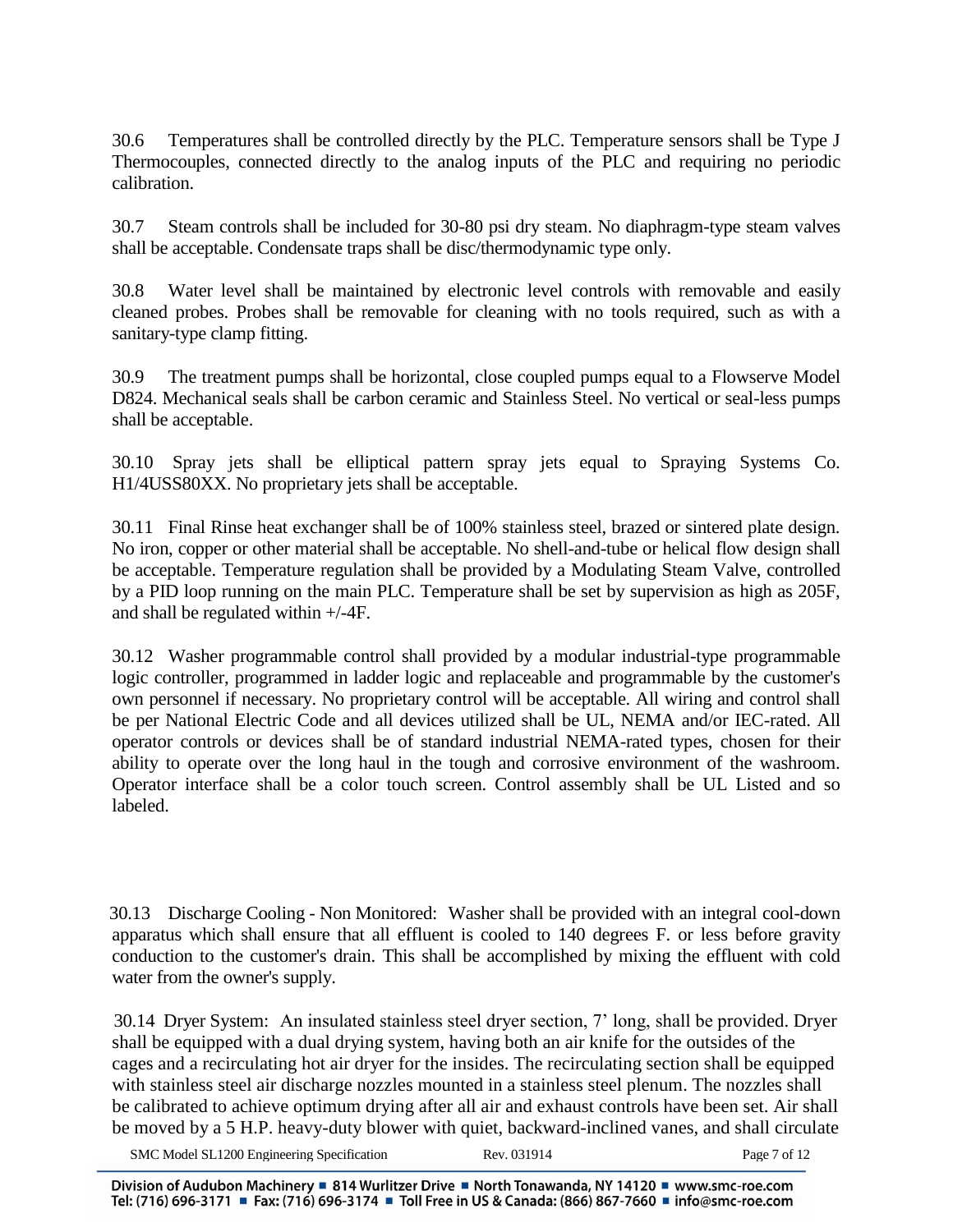30.6 Temperatures shall be controlled directly by the PLC. Temperature sensors shall be Type J Thermocouples, connected directly to the analog inputs of the PLC and requiring no periodic calibration.

30.7 Steam controls shall be included for 30-80 psi dry steam. No diaphragm-type steam valves shall be acceptable. Condensate traps shall be disc/thermodynamic type only.

30.8 Water level shall be maintained by electronic level controls with removable and easily cleaned probes. Probes shall be removable for cleaning with no tools required, such as with a sanitary-type clamp fitting.

30.9 The treatment pumps shall be horizontal, close coupled pumps equal to a Flowserve Model D824. Mechanical seals shall be carbon ceramic and Stainless Steel. No vertical or seal-less pumps shall be acceptable.

30.10 Spray jets shall be elliptical pattern spray jets equal to Spraying Systems Co. H1/4USS80XX. No proprietary jets shall be acceptable.

30.11 Final Rinse heat exchanger shall be of 100% stainless steel, brazed or sintered plate design. No iron, copper or other material shall be acceptable. No shell-and-tube or helical flow design shall be acceptable. Temperature regulation shall be provided by a Modulating Steam Valve, controlled by a PID loop running on the main PLC. Temperature shall be set by supervision as high as 205F, and shall be regulated within +/-4F.

30.12 Washer programmable control shall provided by a modular industrial-type programmable logic controller, programmed in ladder logic and replaceable and programmable by the customer's own personnel if necessary. No proprietary control will be acceptable. All wiring and control shall be per National Electric Code and all devices utilized shall be UL, NEMA and/or IEC-rated. All operator controls or devices shall be of standard industrial NEMA-rated types, chosen for their ability to operate over the long haul in the tough and corrosive environment of the washroom. Operator interface shall be a color touch screen. Control assembly shall be UL Listed and so labeled.

30.13 Discharge Cooling - Non Monitored: Washer shall be provided with an integral cool-down apparatus which shall ensure that all effluent is cooled to 140 degrees F. or less before gravity conduction to the customer's drain. This shall be accomplished by mixing the effluent with cold water from the owner's supply.

30.14 Dryer System: An insulated stainless steel dryer section, 7' long, shall be provided. Dryer shall be equipped with a dual drying system, having both an air knife for the outsides of the cages and a recirculating hot air dryer for the insides. The recirculating section shall be equipped with stainless steel air discharge nozzles mounted in a stainless steel plenum. The nozzles shall be calibrated to achieve optimum drying after all air and exhaust controls have been set. Air shall be moved by a 5 H.P. heavy-duty blower with quiet, backward-inclined vanes, and shall circulate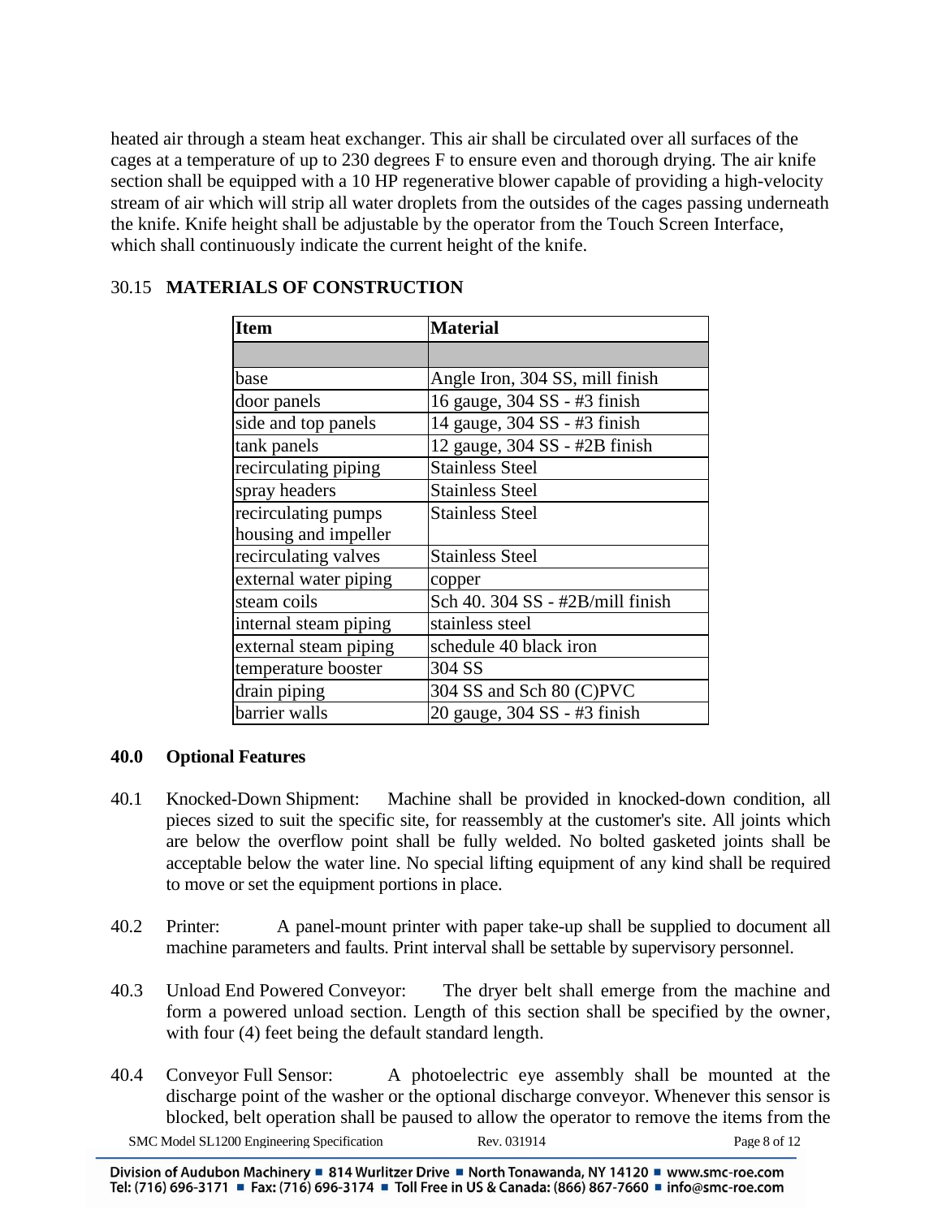heated air through a steam heat exchanger. This air shall be circulated over all surfaces of the cages at a temperature of up to 230 degrees F to ensure even and thorough drying. The air knife section shall be equipped with a 10 HP regenerative blower capable of providing a high-velocity stream of air which will strip all water droplets from the outsides of the cages passing underneath the knife. Knife height shall be adjustable by the operator from the Touch Screen Interface, which shall continuously indicate the current height of the knife.

### 30.15 MATERIALS OF CONSTRUCTION

| Item | Material |
|---|---|
| | |
| base | Angle Iron, 304 SS, mill finish |
| door panels | 16 gauge, 304 SS - #3 finish |
| side and top panels | 14 gauge, 304 SS - #3 finish |
| tank panels | 12 gauge, 304 SS - #2B finish |
| recirculating piping | Stainless Steel |
| spray headers | Stainless Steel |
| recirculating pumps housing and impeller | Stainless Steel |
| recirculating valves | Stainless Steel |
| external water piping | copper |
| steam coils | Sch 40. 304 SS - #2B/mill finish |
| internal steam piping | stainless steel |
| external steam piping | schedule 40 black iron |
| temperature booster | 304 SS |
| drain piping | 304 SS and Sch 80 (C)PVC |
| barrier walls | 20 gauge, 304 SS - #3 finish |

## 40.0 Optional Features

40.1 Knocked-Down Shipment: Machine shall be provided in knocked-down condition, all pieces sized to suit the specific site, for reassembly at the customer's site. All joints which are below the overflow point shall be fully welded. No bolted gasketed joints shall be acceptable below the water line. No special lifting equipment of any kind shall be required to move or set the equipment portions in place.

40.2 Printer: A panel-mount printer with paper take-up shall be supplied to document all machine parameters and faults. Print interval shall be settable by supervisory personnel.

40.3 Unload End Powered Conveyor: The dryer belt shall emerge from the machine and form a powered unload section. Length of this section shall be specified by the owner, with four (4) feet being the default standard length.

40.4 Conveyor Full Sensor: A photoelectric eye assembly shall be mounted at the discharge point of the washer or the optional discharge conveyor. Whenever this sensor is blocked, belt operation shall be paused to allow the operator to remove the items from the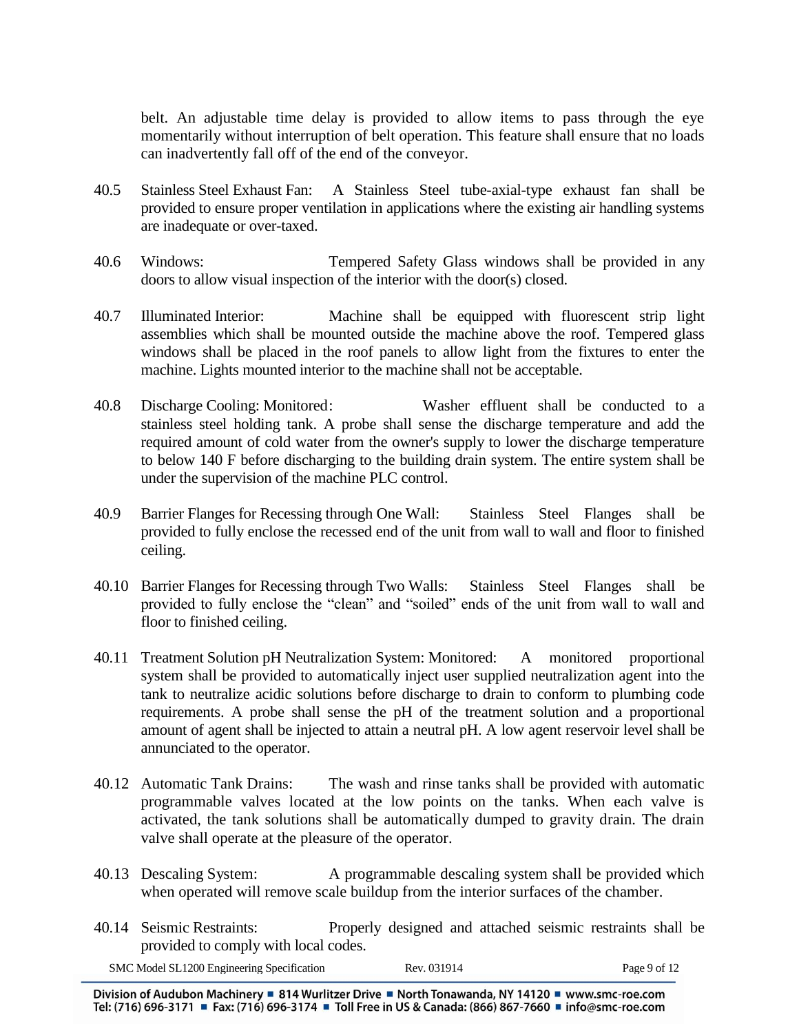belt. An adjustable time delay is provided to allow items to pass through the eye momentarily without interruption of belt operation. This feature shall ensure that no loads can inadvertently fall off of the end of the conveyor.

40.5 Stainless Steel Exhaust Fan: A Stainless Steel tube-axial-type exhaust fan shall be provided to ensure proper ventilation in applications where the existing air handling systems are inadequate or over-taxed.

40.6 Windows: Tempered Safety Glass windows shall be provided in any doors to allow visual inspection of the interior with the door(s) closed.

40.7 Illuminated Interior: Machine shall be equipped with fluorescent strip light assemblies which shall be mounted outside the machine above the roof. Tempered glass windows shall be placed in the roof panels to allow light from the fixtures to enter the machine. Lights mounted interior to the machine shall not be acceptable.

40.8 Discharge Cooling: Monitored: Washer effluent shall be conducted to a stainless steel holding tank. A probe shall sense the discharge temperature and add the required amount of cold water from the owner's supply to lower the discharge temperature to below 140 F before discharging to the building drain system. The entire system shall be under the supervision of the machine PLC control.

40.9 Barrier Flanges for Recessing through One Wall: Stainless Steel Flanges shall be provided to fully enclose the recessed end of the unit from wall to wall and floor to finished ceiling.

40.10 Barrier Flanges for Recessing through Two Walls: Stainless Steel Flanges shall be provided to fully enclose the "clean" and "soiled" ends of the unit from wall to wall and floor to finished ceiling.

40.11 Treatment Solution pH Neutralization System: Monitored: A monitored proportional system shall be provided to automatically inject user supplied neutralization agent into the tank to neutralize acidic solutions before discharge to drain to conform to plumbing code requirements. A probe shall sense the pH of the treatment solution and a proportional amount of agent shall be injected to attain a neutral pH. A low agent reservoir level shall be annunciated to the operator.

40.12 Automatic Tank Drains: The wash and rinse tanks shall be provided with automatic programmable valves located at the low points on the tanks. When each valve is activated, the tank solutions shall be automatically dumped to gravity drain. The drain valve shall operate at the pleasure of the operator.

40.13 Descaling System: A programmable descaling system shall be provided which when operated will remove scale buildup from the interior surfaces of the chamber.

40.14 Seismic Restraints: Properly designed and attached seismic restraints shall be provided to comply with local codes.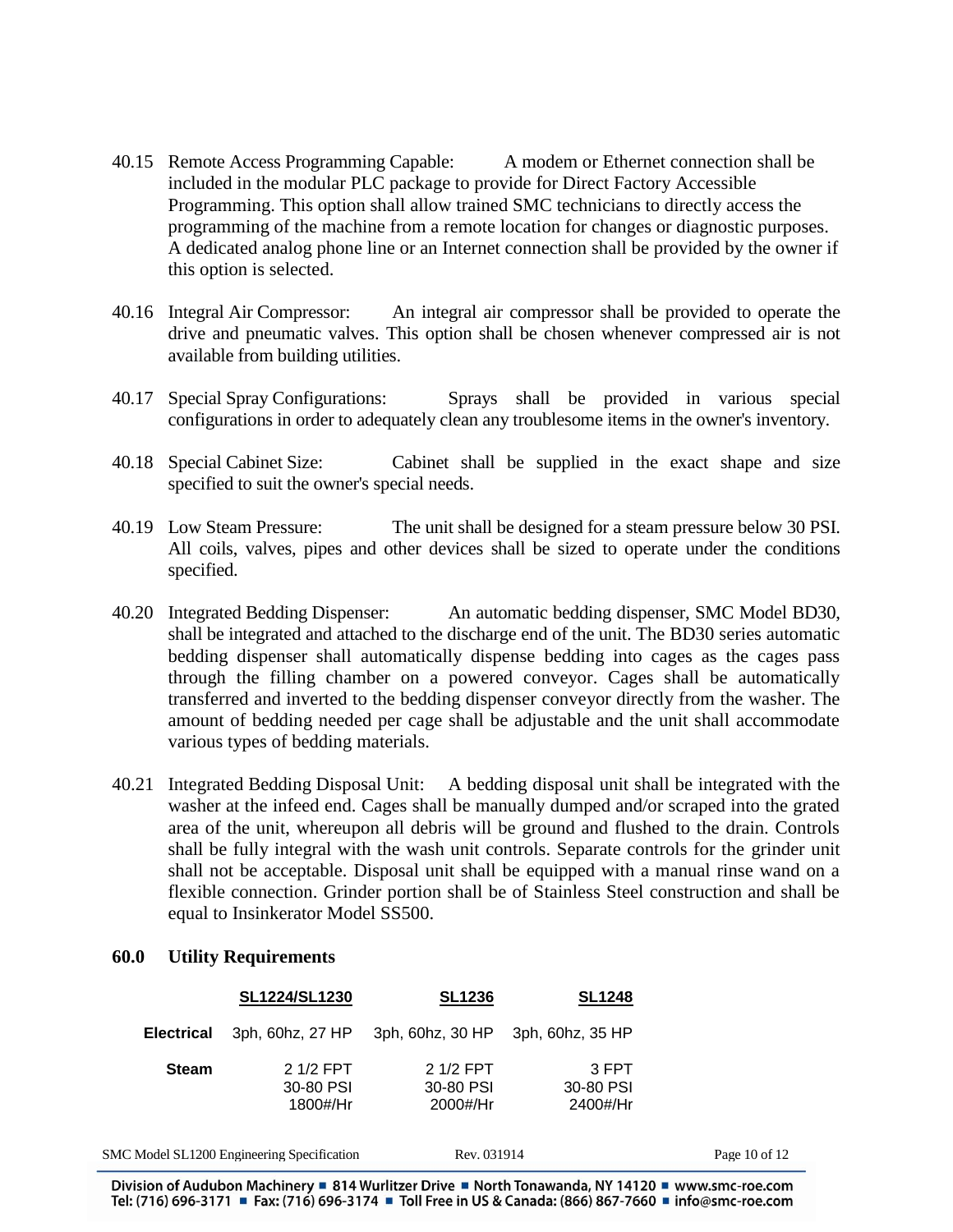40.15 Remote Access Programming Capable: A modem or Ethernet connection shall be included in the modular PLC package to provide for Direct Factory Accessible Programming. This option shall allow trained SMC technicians to directly access the programming of the machine from a remote location for changes or diagnostic purposes. A dedicated analog phone line or an Internet connection shall be provided by the owner if this option is selected.

40.16 Integral Air Compressor: An integral air compressor shall be provided to operate the drive and pneumatic valves. This option shall be chosen whenever compressed air is not available from building utilities.

40.17 Special Spray Configurations: Sprays shall be provided in various special configurations in order to adequately clean any troublesome items in the owner's inventory.

40.18 Special Cabinet Size: Cabinet shall be supplied in the exact shape and size specified to suit the owner's special needs.

40.19 Low Steam Pressure: The unit shall be designed for a steam pressure below 30 PSI. All coils, valves, pipes and other devices shall be sized to operate under the conditions specified.

40.20 Integrated Bedding Dispenser: An automatic bedding dispenser, SMC Model BD30, shall be integrated and attached to the discharge end of the unit. The BD30 series automatic bedding dispenser shall automatically dispense bedding into cages as the cages pass through the filling chamber on a powered conveyor. Cages shall be automatically transferred and inverted to the bedding dispenser conveyor directly from the washer. The amount of bedding needed per cage shall be adjustable and the unit shall accommodate various types of bedding materials.

40.21 Integrated Bedding Disposal Unit: A bedding disposal unit shall be integrated with the washer at the infeed end. Cages shall be manually dumped and/or scraped into the grated area of the unit, whereupon all debris will be ground and flushed to the drain. Controls shall be fully integral with the wash unit controls. Separate controls for the grinder unit shall not be acceptable. Disposal unit shall be equipped with a manual rinse wand on a flexible connection. Grinder portion shall be of Stainless Steel construction and shall be equal to Insinkerator Model SS500.

## 60.0 Utility Requirements

| | SL1224/SL1230 | SL1236 | SL1248 |
|---|---|---|---|
| **Electrical** | 3ph, 60hz, 27 HP | 3ph, 60hz, 30 HP | 3ph, 60hz, 35 HP |
| **Steam** | 2 1/2 FPT<br>30-80 PSI<br>1800#/Hr | 2 1/2 FPT<br>30-80 PSI<br>2000#/Hr | 3 FPT<br>30-80 PSI<br>2400#/Hr |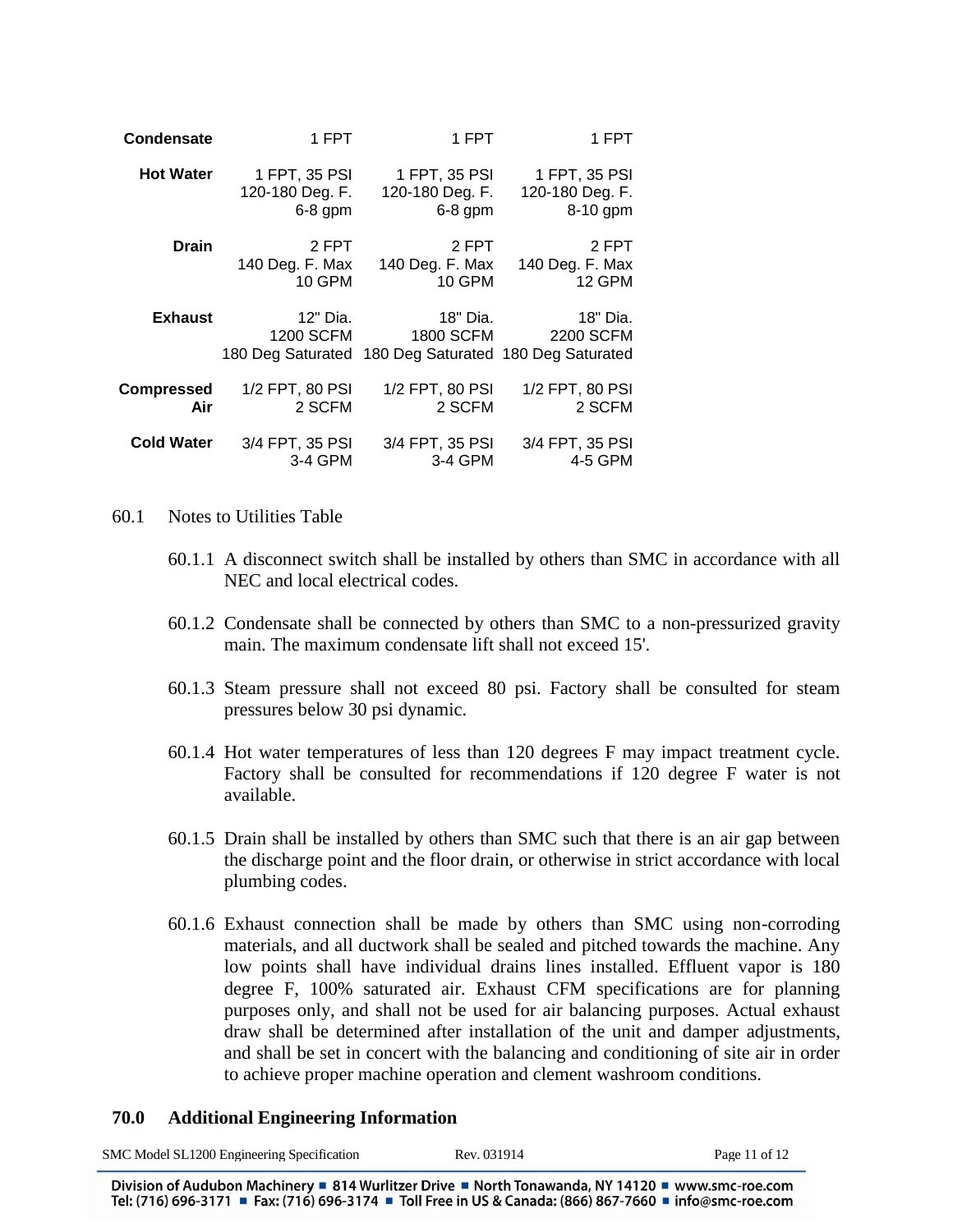| | | | |
|---|---|---|---|
| **Condensate** | 1 FPT | 1 FPT | 1 FPT |
| **Hot Water** | 1 FPT, 35 PSI<br>120-180 Deg. F.<br>6-8 gpm | 1 FPT, 35 PSI<br>120-180 Deg. F.<br>6-8 gpm | 1 FPT, 35 PSI<br>120-180 Deg. F.<br>8-10 gpm |
| **Drain** | 2 FPT<br>140 Deg. F. Max<br>10 GPM | 2 FPT<br>140 Deg. F. Max<br>10 GPM | 2 FPT<br>140 Deg. F. Max<br>12 GPM |
| **Exhaust** | 12" Dia.<br>1200 SCFM<br>180 Deg Saturated | 18" Dia.<br>1800 SCFM<br>180 Deg Saturated | 18" Dia.<br>2200 SCFM<br>180 Deg Saturated |
| **Compressed Air** | 1/2 FPT, 80 PSI<br>2 SCFM | 1/2 FPT, 80 PSI<br>2 SCFM | 1/2 FPT, 80 PSI<br>2 SCFM |
| **Cold Water** | 3/4 FPT, 35 PSI<br>3-4 GPM | 3/4 FPT, 35 PSI<br>3-4 GPM | 3/4 FPT, 35 PSI<br>4-5 GPM |

60.1 Notes to Utilities Table

60.1.1 A disconnect switch shall be installed by others than SMC in accordance with all NEC and local electrical codes.

60.1.2 Condensate shall be connected by others than SMC to a non-pressurized gravity main. The maximum condensate lift shall not exceed 15'.

60.1.3 Steam pressure shall not exceed 80 psi. Factory shall be consulted for steam pressures below 30 psi dynamic.

60.1.4 Hot water temperatures of less than 120 degrees F may impact treatment cycle. Factory shall be consulted for recommendations if 120 degree F water is not available.

60.1.5 Drain shall be installed by others than SMC such that there is an air gap between the discharge point and the floor drain, or otherwise in strict accordance with local plumbing codes.

60.1.6 Exhaust connection shall be made by others than SMC using non-corroding materials, and all ductwork shall be sealed and pitched towards the machine. Any low points shall have individual drains lines installed. Effluent vapor is 180 degree F, 100% saturated air. Exhaust CFM specifications are for planning purposes only, and shall not be used for air balancing purposes. Actual exhaust draw shall be determined after installation of the unit and damper adjustments, and shall be set in concert with the balancing and conditioning of site air in order to achieve proper machine operation and clement washroom conditions.

## 70.0 Additional Engineering Information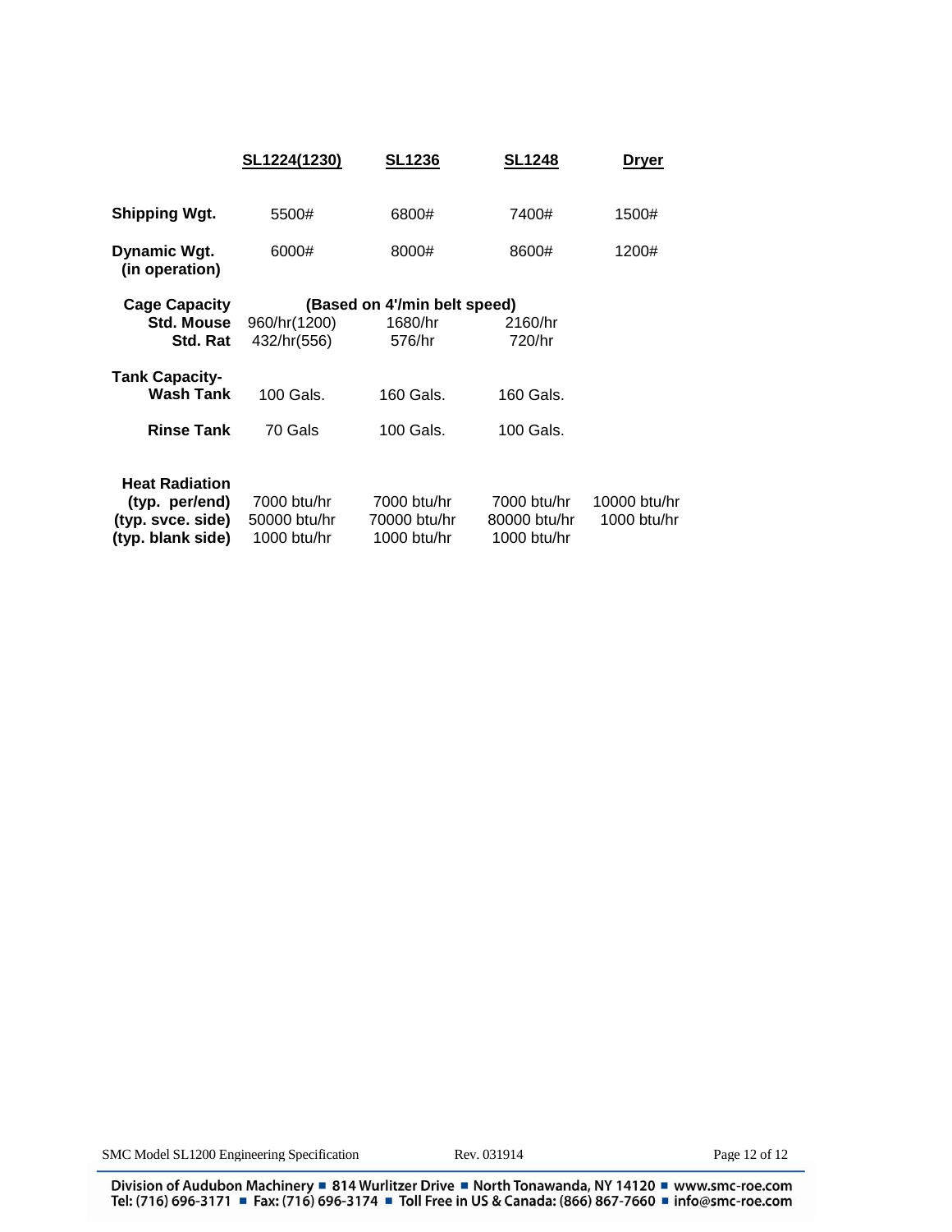| | SL1224(1230) | SL1236 | SL1248 | Dryer |
|---|---|---|---|---|
| **Shipping Wgt.** | 5500# | 6800# | 7400# | 1500# |
| **Dynamic Wgt. (in operation)** | 6000# | 8000# | 8600# | 1200# |
| **Cage Capacity** | **(Based on 4'/min belt speed)** | | | |
| **Std. Mouse** | 960/hr(1200) | 1680/hr | 2160/hr | |
| **Std. Rat** | 432/hr(556) | 576/hr | 720/hr | |
| **Tank Capacity- Wash Tank** | 100 Gals. | 160 Gals. | 160 Gals. | |
| **Rinse Tank** | 70 Gals | 100 Gals. | 100 Gals. | |
| **Heat Radiation** | | | | |
| **(typ. per/end)** | 7000 btu/hr | 7000 btu/hr | 7000 btu/hr | 10000 btu/hr |
| **(typ. svce. side)** | 50000 btu/hr | 70000 btu/hr | 80000 btu/hr | 1000 btu/hr |
| **(typ. blank side)** | 1000 btu/hr | 1000 btu/hr | 1000 btu/hr | |